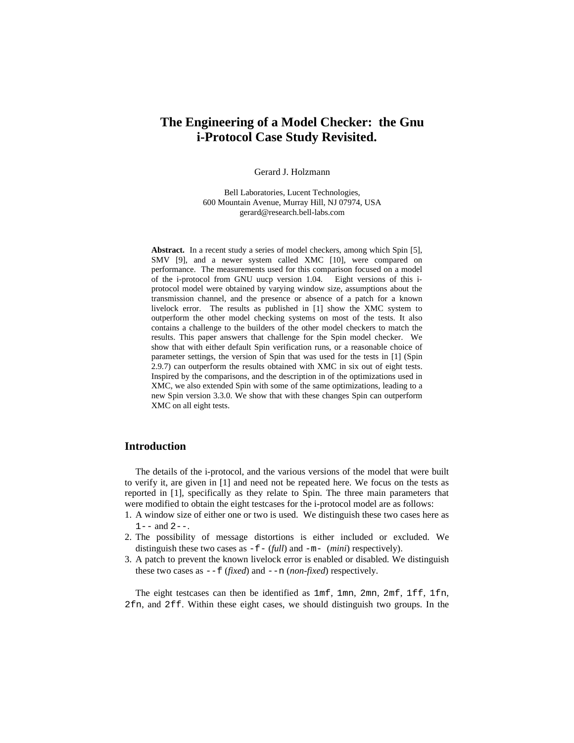# The Engineering of a Model Checker: the Gnu i-Protocol Case Study Revisited.

Gerard J. Holzmann

Bell Laboratories, Lucent Technologies,
600 Mountain Avenue, Murray Hill, NJ 07974, USA
gerard@research.bell-labs.com

**Abstract.** In a recent study a series of model checkers, among which Spin [5], SMV [9], and a newer system called XMC [10], were compared on performance. The measurements used for this comparison focused on a model of the i-protocol from GNU uucp version 1.04. Eight versions of this i-protocol model were obtained by varying window size, assumptions about the transmission channel, and the presence or absence of a patch for a known livelock error. The results as published in [1] show the XMC system to outperform the other model checking systems on most of the tests. It also contains a challenge to the builders of the other model checkers to match the results. This paper answers that challenge for the Spin model checker. We show that with either default Spin verification runs, or a reasonable choice of parameter settings, the version of Spin that was used for the tests in [1] (Spin 2.9.7) can outperform the results obtained with XMC in six out of eight tests. Inspired by the comparisons, and the description in of the optimizations used in XMC, we also extended Spin with some of the same optimizations, leading to a new Spin version 3.3.0. We show that with these changes Spin can outperform XMC on all eight tests.

## Introduction

The details of the i-protocol, and the various versions of the model that were built to verify it, are given in [1] and need not be repeated here. We focus on the tests as reported in [1], specifically as they relate to Spin. The three main parameters that were modified to obtain the eight testcases for the i-protocol model are as follows:

1. A window size of either one or two is used. We distinguish these two cases here as `1--` and `2--`.
2. The possibility of message distortions is either included or excluded. We distinguish these two cases as `-f-` (*full*) and `-m-` (*mini*) respectively).
3. A patch to prevent the known livelock error is enabled or disabled. We distinguish these two cases as `--f` (*fixed*) and `--n` (*non-fixed*) respectively.

The eight testcases can then be identified as `1mf`, `1mn`, `2mn`, `2mf`, `1ff`, `1fn`, `2fn`, and `2ff`. Within these eight cases, we should distinguish two groups. In the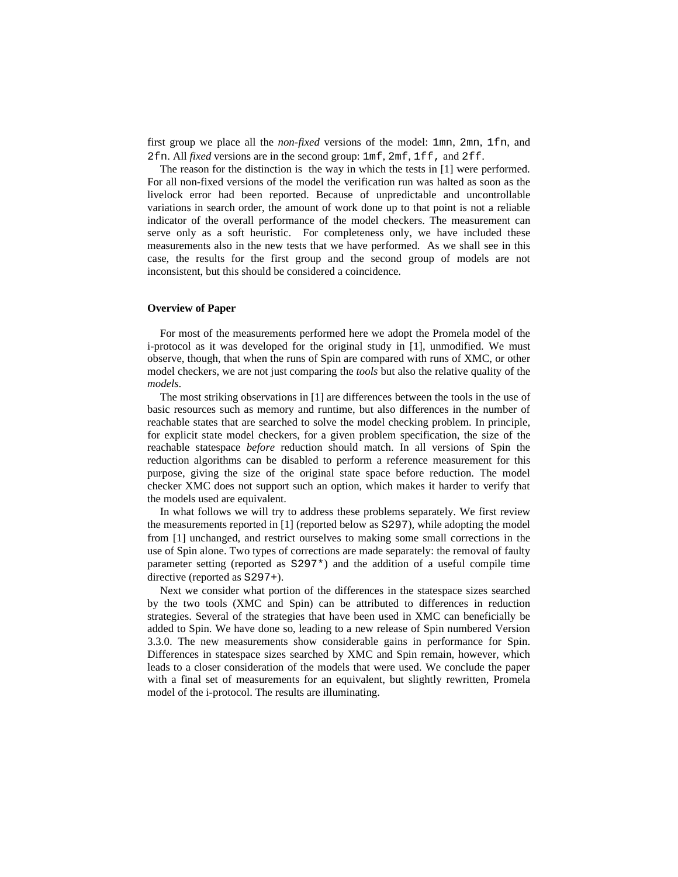first group we place all the *non-fixed* versions of the model: `1mn`, `2mn`, `1fn`, and `2fn`. All *fixed* versions are in the second group: `1mf`, `2mf`, `1ff`, and `2ff`.

The reason for the distinction is the way in which the tests in [1] were performed. For all non-fixed versions of the model the verification run was halted as soon as the livelock error had been reported. Because of unpredictable and uncontrollable variations in search order, the amount of work done up to that point is not a reliable indicator of the overall performance of the model checkers. The measurement can serve only as a soft heuristic. For completeness only, we have included these measurements also in the new tests that we have performed. As we shall see in this case, the results for the first group and the second group of models are not inconsistent, but this should be considered a coincidence.

**Overview of Paper**

For most of the measurements performed here we adopt the Promela model of the i-protocol as it was developed for the original study in [1], unmodified. We must observe, though, that when the runs of Spin are compared with runs of XMC, or other model checkers, we are not just comparing the *tools* but also the relative quality of the *models*.

The most striking observations in [1] are differences between the tools in the use of basic resources such as memory and runtime, but also differences in the number of reachable states that are searched to solve the model checking problem. In principle, for explicit state model checkers, for a given problem specification, the size of the reachable statespace *before* reduction should match. In all versions of Spin the reduction algorithms can be disabled to perform a reference measurement for this purpose, giving the size of the original state space before reduction. The model checker XMC does not support such an option, which makes it harder to verify that the models used are equivalent.

In what follows we will try to address these problems separately. We first review the measurements reported in [1] (reported below as `S297`), while adopting the model from [1] unchanged, and restrict ourselves to making some small corrections in the use of Spin alone. Two types of corrections are made separately: the removal of faulty parameter setting (reported as `S297*`) and the addition of a useful compile time directive (reported as `S297+`).

Next we consider what portion of the differences in the statespace sizes searched by the two tools (XMC and Spin) can be attributed to differences in reduction strategies. Several of the strategies that have been used in XMC can beneficially be added to Spin. We have done so, leading to a new release of Spin numbered Version 3.3.0. The new measurements show considerable gains in performance for Spin. Differences in statespace sizes searched by XMC and Spin remain, however, which leads to a closer consideration of the models that were used. We conclude the paper with a final set of measurements for an equivalent, but slightly rewritten, Promela model of the i-protocol. The results are illuminating.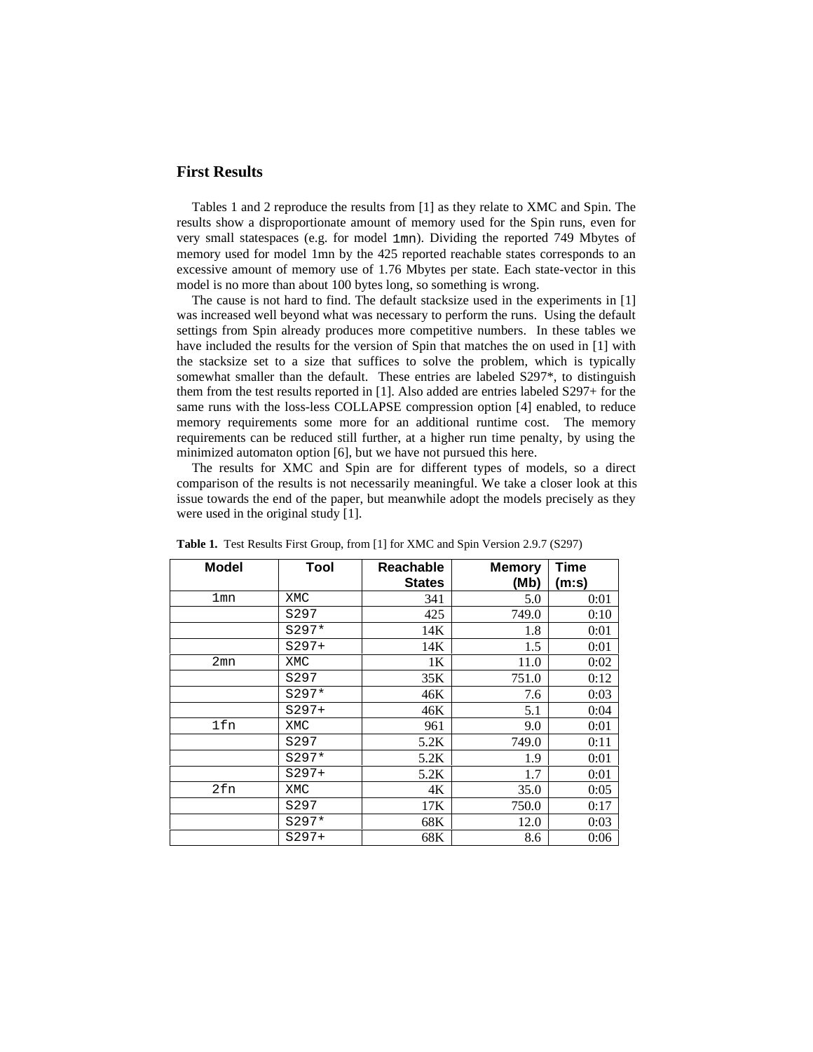## First Results

Tables 1 and 2 reproduce the results from [1] as they relate to XMC and Spin. The results show a disproportionate amount of memory used for the Spin runs, even for very small statespaces (e.g. for model `1mn`). Dividing the reported 749 Mbytes of memory used for model 1mn by the 425 reported reachable states corresponds to an excessive amount of memory use of 1.76 Mbytes per state. Each state-vector in this model is no more than about 100 bytes long, so something is wrong.

The cause is not hard to find. The default stacksize used in the experiments in [1] was increased well beyond what was necessary to perform the runs. Using the default settings from Spin already produces more competitive numbers. In these tables we have included the results for the version of Spin that matches the on used in [1] with the stacksize set to a size that suffices to solve the problem, which is typically somewhat smaller than the default. These entries are labeled S297*, to distinguish them from the test results reported in [1]. Also added are entries labeled S297+ for the same runs with the loss-less COLLAPSE compression option [4] enabled, to reduce memory requirements some more for an additional runtime cost. The memory requirements can be reduced still further, at a higher run time penalty, by using the minimized automaton option [6], but we have not pursued this here.

The results for XMC and Spin are for different types of models, so a direct comparison of the results is not necessarily meaningful. We take a closer look at this issue towards the end of the paper, but meanwhile adopt the models precisely as they were used in the original study [1].

**Table 1.** Test Results First Group, from [1] for XMC and Spin Version 2.9.7 (S297)

| Model | Tool | Reachable States | Memory (Mb) | Time (m:s) |
|---|---|---|---|---|
| 1mn | XMC | 341 | 5.0 | 0:01 |
| | S297 | 425 | 749.0 | 0:10 |
| | S297* | 14K | 1.8 | 0:01 |
| | S297+ | 14K | 1.5 | 0:01 |
| 2mn | XMC | 1K | 11.0 | 0:02 |
| | S297 | 35K | 751.0 | 0:12 |
| | S297* | 46K | 7.6 | 0:03 |
| | S297+ | 46K | 5.1 | 0:04 |
| 1fn | XMC | 961 | 9.0 | 0:01 |
| | S297 | 5.2K | 749.0 | 0:11 |
| | S297* | 5.2K | 1.9 | 0:01 |
| | S297+ | 5.2K | 1.7 | 0:01 |
| 2fn | XMC | 4K | 35.0 | 0:05 |
| | S297 | 17K | 750.0 | 0:17 |
| | S297* | 68K | 12.0 | 0:03 |
| | S297+ | 68K | 8.6 | 0:06 |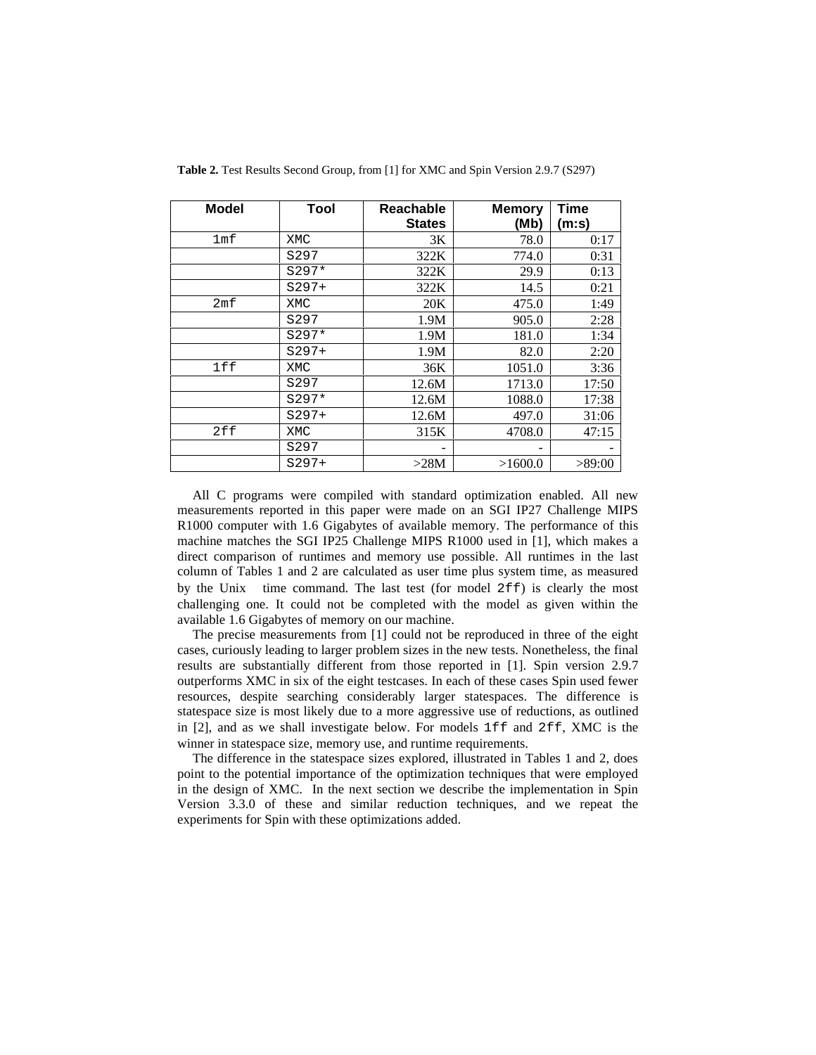**Table 2.** Test Results Second Group, from [1] for XMC and Spin Version 2.9.7 (S297)

| Model | Tool | Reachable States | Memory (Mb) | Time (m:s) |
|---|---|---|---|---|
| 1mf | XMC | 3K | 78.0 | 0:17 |
| | S297 | 322K | 774.0 | 0:31 |
| | S297* | 322K | 29.9 | 0:13 |
| | S297+ | 322K | 14.5 | 0:21 |
| 2mf | XMC | 20K | 475.0 | 1:49 |
| | S297 | 1.9M | 905.0 | 2:28 |
| | S297* | 1.9M | 181.0 | 1:34 |
| | S297+ | 1.9M | 82.0 | 2:20 |
| 1ff | XMC | 36K | 1051.0 | 3:36 |
| | S297 | 12.6M | 1713.0 | 17:50 |
| | S297* | 12.6M | 1088.0 | 17:38 |
| | S297+ | 12.6M | 497.0 | 31:06 |
| 2ff | XMC | 315K | 4708.0 | 47:15 |
| | S297 | - | - | - |
| | S297+ | >28M | >1600.0 | >89:00 |

All C programs were compiled with standard optimization enabled. All new measurements reported in this paper were made on an SGI IP27 Challenge MIPS R1000 computer with 1.6 Gigabytes of available memory. The performance of this machine matches the SGI IP25 Challenge MIPS R1000 used in [1], which makes a direct comparison of runtimes and memory use possible. All runtimes in the last column of Tables 1 and 2 are calculated as user time plus system time, as measured by the Unix time command. The last test (for model `2ff`) is clearly the most challenging one. It could not be completed with the model as given within the available 1.6 Gigabytes of memory on our machine.

The precise measurements from [1] could not be reproduced in three of the eight cases, curiously leading to larger problem sizes in the new tests. Nonetheless, the final results are substantially different from those reported in [1]. Spin version 2.9.7 outperforms XMC in six of the eight testcases. In each of these cases Spin used fewer resources, despite searching considerably larger statespaces. The difference is statespace size is most likely due to a more aggressive use of reductions, as outlined in [2], and as we shall investigate below. For models `1ff` and `2ff`, XMC is the winner in statespace size, memory use, and runtime requirements.

The difference in the statespace sizes explored, illustrated in Tables 1 and 2, does point to the potential importance of the optimization techniques that were employed in the design of XMC. In the next section we describe the implementation in Spin Version 3.3.0 of these and similar reduction techniques, and we repeat the experiments for Spin with these optimizations added.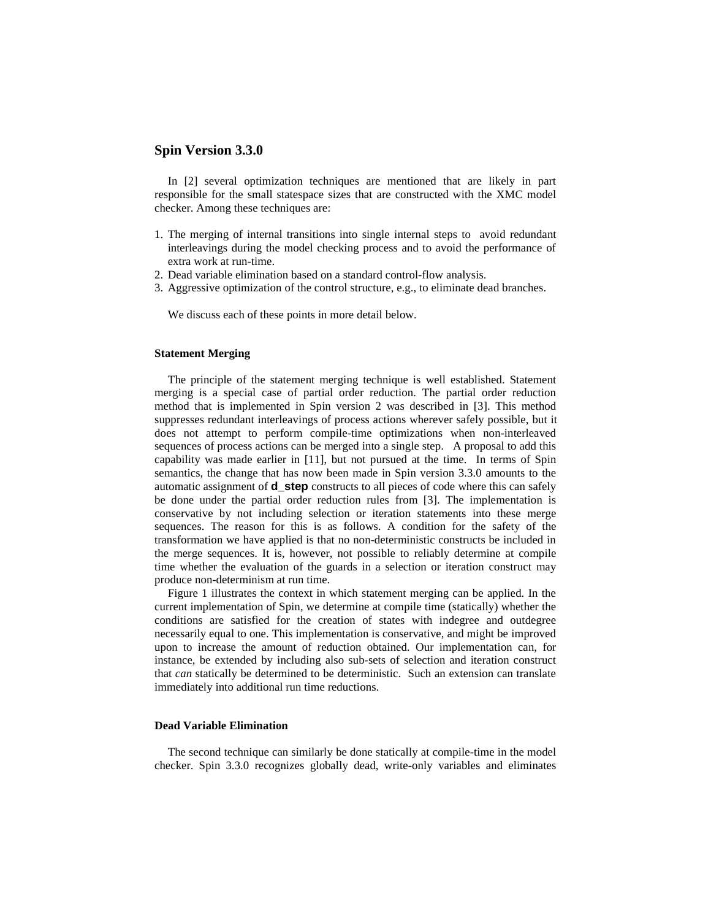## Spin Version 3.3.0

In [2] several optimization techniques are mentioned that are likely in part responsible for the small statespace sizes that are constructed with the XMC model checker. Among these techniques are:

1. The merging of internal transitions into single internal steps to avoid redundant interleavings during the model checking process and to avoid the performance of extra work at run-time.
2. Dead variable elimination based on a standard control-flow analysis.
3. Aggressive optimization of the control structure, e.g., to eliminate dead branches.

We discuss each of these points in more detail below.

#### Statement Merging

The principle of the statement merging technique is well established. Statement merging is a special case of partial order reduction. The partial order reduction method that is implemented in Spin version 2 was described in [3]. This method suppresses redundant interleavings of process actions wherever safely possible, but it does not attempt to perform compile-time optimizations when non-interleaved sequences of process actions can be merged into a single step. A proposal to add this capability was made earlier in [11], but not pursued at the time. In terms of Spin semantics, the change that has now been made in Spin version 3.3.0 amounts to the automatic assignment of **d_step** constructs to all pieces of code where this can safely be done under the partial order reduction rules from [3]. The implementation is conservative by not including selection or iteration statements into these merge sequences. The reason for this is as follows. A condition for the safety of the transformation we have applied is that no non-deterministic constructs be included in the merge sequences. It is, however, not possible to reliably determine at compile time whether the evaluation of the guards in a selection or iteration construct may produce non-determinism at run time.

Figure 1 illustrates the context in which statement merging can be applied. In the current implementation of Spin, we determine at compile time (statically) whether the conditions are satisfied for the creation of states with indegree and outdegree necessarily equal to one. This implementation is conservative, and might be improved upon to increase the amount of reduction obtained. Our implementation can, for instance, be extended by including also sub-sets of selection and iteration construct that *can* statically be determined to be deterministic. Such an extension can translate immediately into additional run time reductions.

#### Dead Variable Elimination

The second technique can similarly be done statically at compile-time in the model checker. Spin 3.3.0 recognizes globally dead, write-only variables and eliminates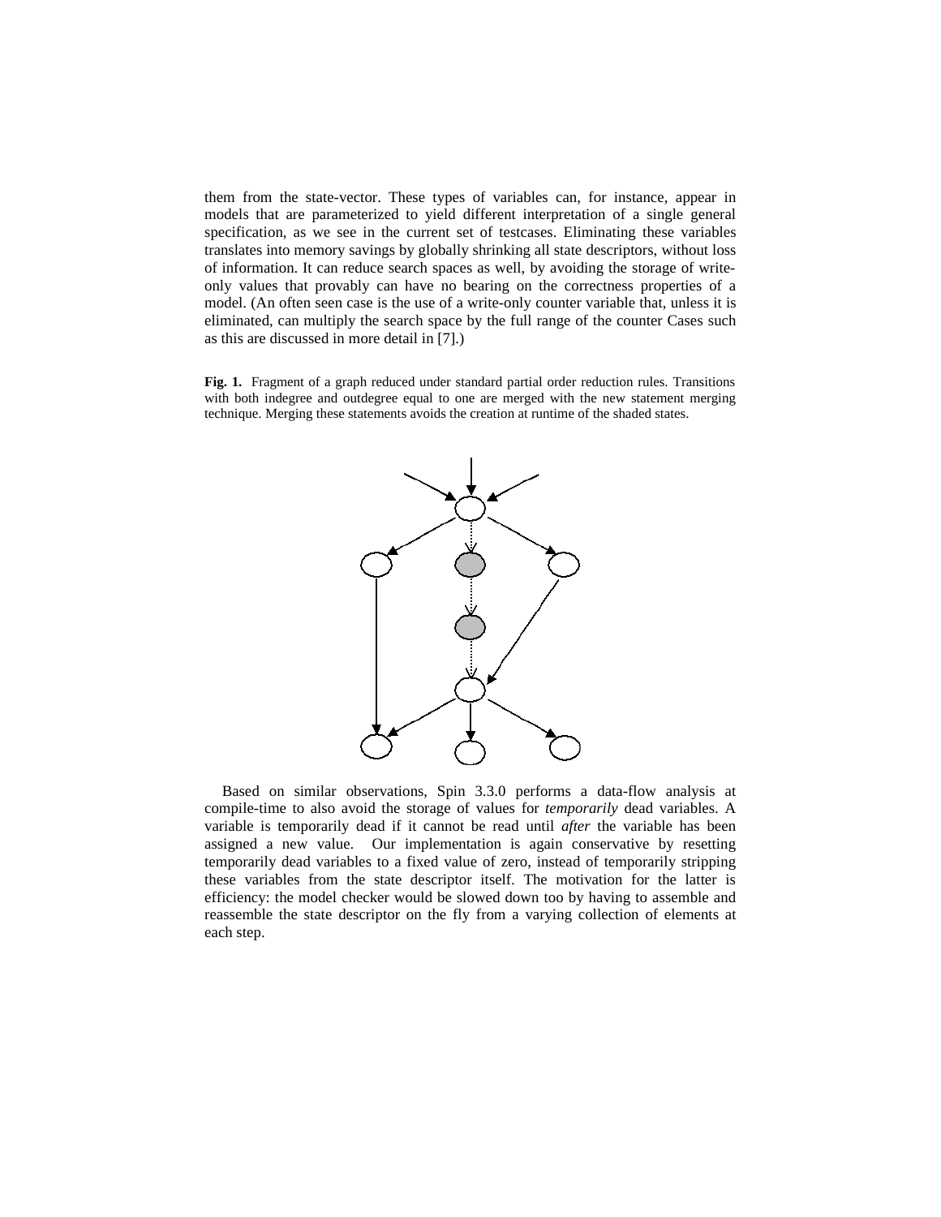them from the state-vector. These types of variables can, for instance, appear in models that are parameterized to yield different interpretation of a single general specification, as we see in the current set of testcases. Eliminating these variables translates into memory savings by globally shrinking all state descriptors, without loss of information. It can reduce search spaces as well, by avoiding the storage of write-only values that provably can have no bearing on the correctness properties of a model. (An often seen case is the use of a write-only counter variable that, unless it is eliminated, can multiply the search space by the full range of the counter Cases such as this are discussed in more detail in [7].)

**Fig. 1.** Fragment of a graph reduced under standard partial order reduction rules. Transitions with both indegree and outdegree equal to one are merged with the new statement merging technique. Merging these statements avoids the creation at runtime of the shaded states.

Based on similar observations, Spin 3.3.0 performs a data-flow analysis at compile-time to also avoid the storage of values for *temporarily* dead variables. A variable is temporarily dead if it cannot be read until *after* the variable has been assigned a new value. Our implementation is again conservative by resetting temporarily dead variables to a fixed value of zero, instead of temporarily stripping these variables from the state descriptor itself. The motivation for the latter is efficiency: the model checker would be slowed down too by having to assemble and reassemble the state descriptor on the fly from a varying collection of elements at each step.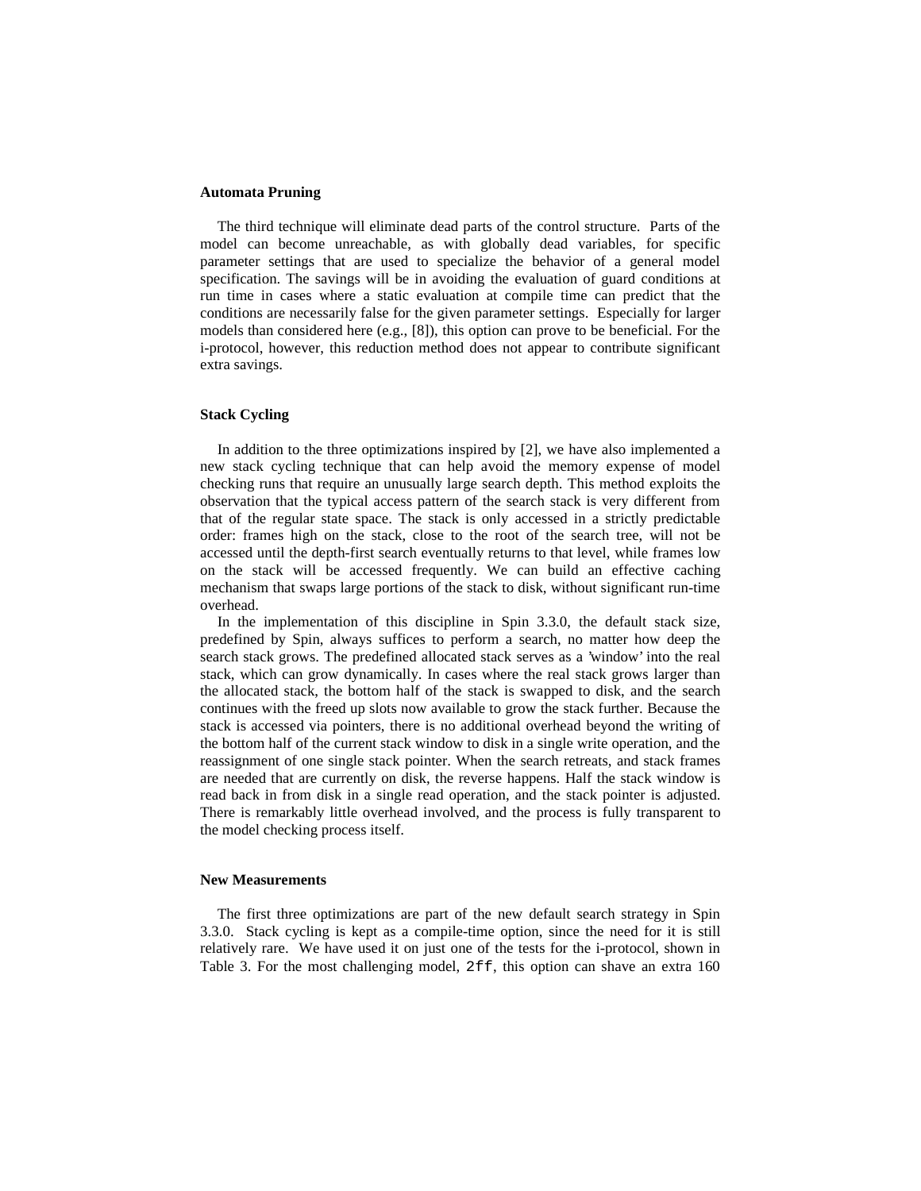### Automata Pruning

The third technique will eliminate dead parts of the control structure. Parts of the model can become unreachable, as with globally dead variables, for specific parameter settings that are used to specialize the behavior of a general model specification. The savings will be in avoiding the evaluation of guard conditions at run time in cases where a static evaluation at compile time can predict that the conditions are necessarily false for the given parameter settings. Especially for larger models than considered here (e.g., [8]), this option can prove to be beneficial. For the i-protocol, however, this reduction method does not appear to contribute significant extra savings.

### Stack Cycling

In addition to the three optimizations inspired by [2], we have also implemented a new stack cycling technique that can help avoid the memory expense of model checking runs that require an unusually large search depth. This method exploits the observation that the typical access pattern of the search stack is very different from that of the regular state space. The stack is only accessed in a strictly predictable order: frames high on the stack, close to the root of the search tree, will not be accessed until the depth-first search eventually returns to that level, while frames low on the stack will be accessed frequently. We can build an effective caching mechanism that swaps large portions of the stack to disk, without significant run-time overhead.

In the implementation of this discipline in Spin 3.3.0, the default stack size, predefined by Spin, always suffices to perform a search, no matter how deep the search stack grows. The predefined allocated stack serves as a 'window' into the real stack, which can grow dynamically. In cases where the real stack grows larger than the allocated stack, the bottom half of the stack is swapped to disk, and the search continues with the freed up slots now available to grow the stack further. Because the stack is accessed via pointers, there is no additional overhead beyond the writing of the bottom half of the current stack window to disk in a single write operation, and the reassignment of one single stack pointer. When the search retreats, and stack frames are needed that are currently on disk, the reverse happens. Half the stack window is read back in from disk in a single read operation, and the stack pointer is adjusted. There is remarkably little overhead involved, and the process is fully transparent to the model checking process itself.

### New Measurements

The first three optimizations are part of the new default search strategy in Spin 3.3.0. Stack cycling is kept as a compile-time option, since the need for it is still relatively rare. We have used it on just one of the tests for the i-protocol, shown in Table 3. For the most challenging model, `2ff`, this option can shave an extra 160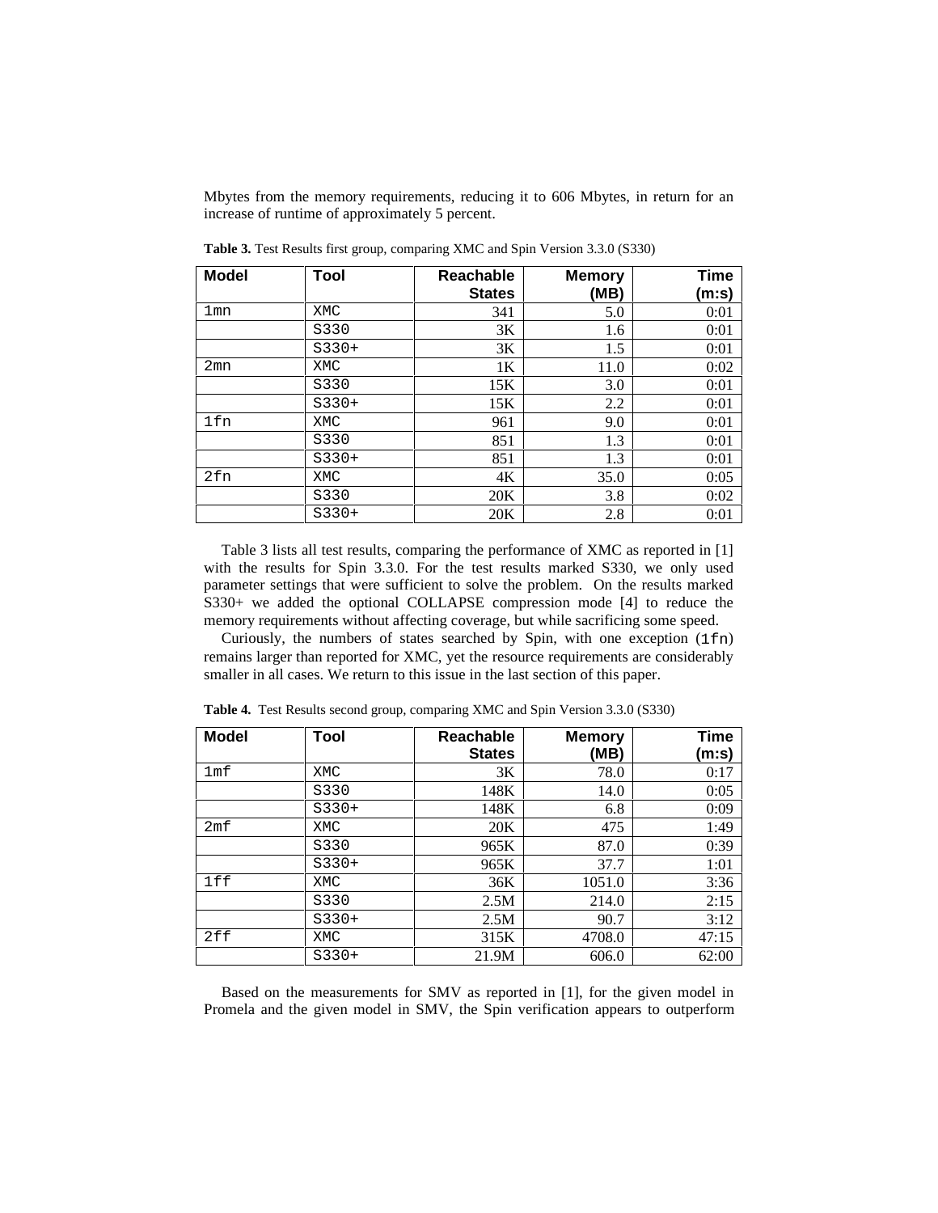Mbytes from the memory requirements, reducing it to 606 Mbytes, in return for an increase of runtime of approximately 5 percent.

**Table 3.** Test Results first group, comparing XMC and Spin Version 3.3.0 (S330)

| Model | Tool | Reachable States | Memory (MB) | Time (m:s) |
|---|---|---|---|---|
| 1mn | XMC | 341 | 5.0 | 0:01 |
| | S330 | 3K | 1.6 | 0:01 |
| | S330+ | 3K | 1.5 | 0:01 |
| 2mn | XMC | 1K | 11.0 | 0:02 |
| | S330 | 15K | 3.0 | 0:01 |
| | S330+ | 15K | 2.2 | 0:01 |
| 1fn | XMC | 961 | 9.0 | 0:01 |
| | S330 | 851 | 1.3 | 0:01 |
| | S330+ | 851 | 1.3 | 0:01 |
| 2fn | XMC | 4K | 35.0 | 0:05 |
| | S330 | 20K | 3.8 | 0:02 |
| | S330+ | 20K | 2.8 | 0:01 |

Table 3 lists all test results, comparing the performance of XMC as reported in [1] with the results for Spin 3.3.0. For the test results marked S330, we only used parameter settings that were sufficient to solve the problem. On the results marked S330+ we added the optional COLLAPSE compression mode [4] to reduce the memory requirements without affecting coverage, but while sacrificing some speed.

Curiously, the numbers of states searched by Spin, with one exception (`1fn`) remains larger than reported for XMC, yet the resource requirements are considerably smaller in all cases. We return to this issue in the last section of this paper.

**Table 4.** Test Results second group, comparing XMC and Spin Version 3.3.0 (S330)

| Model | Tool | Reachable States | Memory (MB) | Time (m:s) |
|---|---|---|---|---|
| 1mf | XMC | 3K | 78.0 | 0:17 |
| | S330 | 148K | 14.0 | 0:05 |
| | S330+ | 148K | 6.8 | 0:09 |
| 2mf | XMC | 20K | 475 | 1:49 |
| | S330 | 965K | 87.0 | 0:39 |
| | S330+ | 965K | 37.7 | 1:01 |
| 1ff | XMC | 36K | 1051.0 | 3:36 |
| | S330 | 2.5M | 214.0 | 2:15 |
| | S330+ | 2.5M | 90.7 | 3:12 |
| 2ff | XMC | 315K | 4708.0 | 47:15 |
| | S330+ | 21.9M | 606.0 | 62:00 |

Based on the measurements for SMV as reported in [1], for the given model in Promela and the given model in SMV, the Spin verification appears to outperform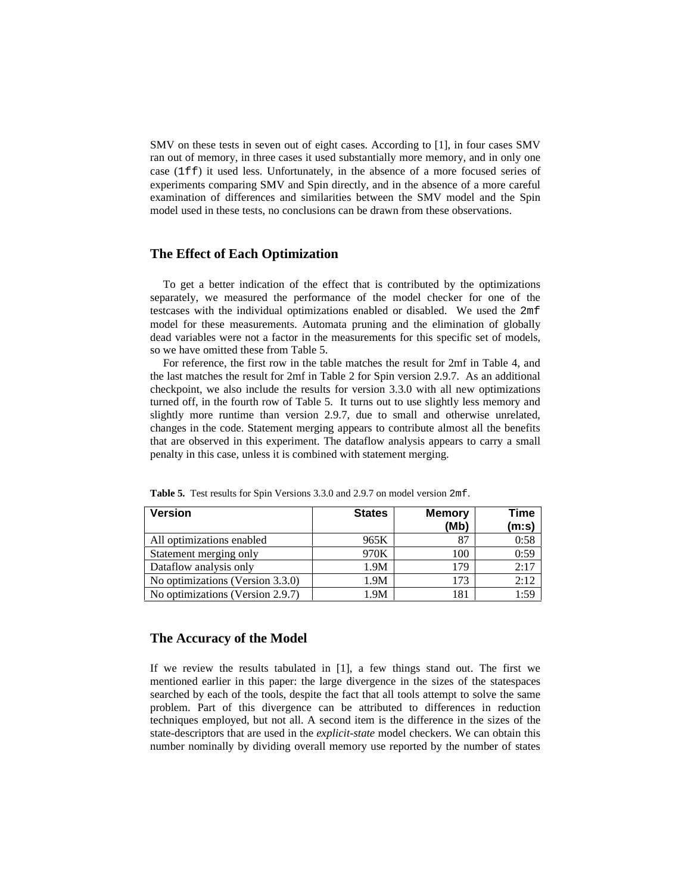SMV on these tests in seven out of eight cases. According to [1], in four cases SMV ran out of memory, in three cases it used substantially more memory, and in only one case (`1ff`) it used less. Unfortunately, in the absence of a more focused series of experiments comparing SMV and Spin directly, and in the absence of a more careful examination of differences and similarities between the SMV model and the Spin model used in these tests, no conclusions can be drawn from these observations.

## The Effect of Each Optimization

To get a better indication of the effect that is contributed by the optimizations separately, we measured the performance of the model checker for one of the testcases with the individual optimizations enabled or disabled. We used the `2mf` model for these measurements. Automata pruning and the elimination of globally dead variables were not a factor in the measurements for this specific set of models, so we have omitted these from Table 5.

For reference, the first row in the table matches the result for 2mf in Table 4, and the last matches the result for 2mf in Table 2 for Spin version 2.9.7. As an additional checkpoint, we also include the results for version 3.3.0 with all new optimizations turned off, in the fourth row of Table 5. It turns out to use slightly less memory and slightly more runtime than version 2.9.7, due to small and otherwise unrelated, changes in the code. Statement merging appears to contribute almost all the benefits that are observed in this experiment. The dataflow analysis appears to carry a small penalty in this case, unless it is combined with statement merging.

**Table 5.** Test results for Spin Versions 3.3.0 and 2.9.7 on model version `2mf`.

| Version | States | Memory (Mb) | Time (m:s) |
|---|---|---|---|
| All optimizations enabled | 965K | 87 | 0:58 |
| Statement merging only | 970K | 100 | 0:59 |
| Dataflow analysis only | 1.9M | 179 | 2:17 |
| No optimizations (Version 3.3.0) | 1.9M | 173 | 2:12 |
| No optimizations (Version 2.9.7) | 1.9M | 181 | 1:59 |

## The Accuracy of the Model

If we review the results tabulated in [1], a few things stand out. The first we mentioned earlier in this paper: the large divergence in the sizes of the statespaces searched by each of the tools, despite the fact that all tools attempt to solve the same problem. Part of this divergence can be attributed to differences in reduction techniques employed, but not all. A second item is the difference in the sizes of the state-descriptors that are used in the *explicit-state* model checkers. We can obtain this number nominally by dividing overall memory use reported by the number of states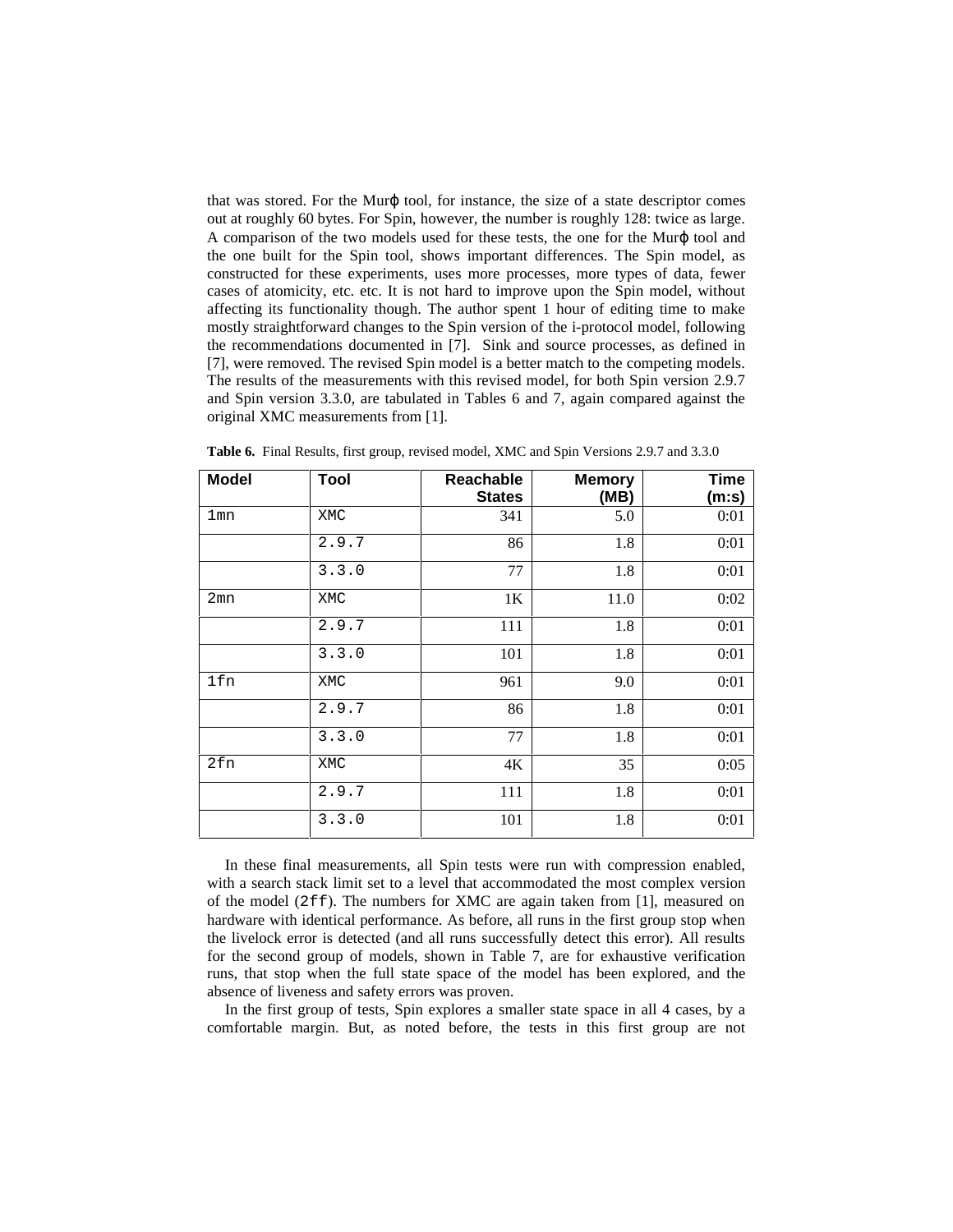that was stored. For the Murϕ tool, for instance, the size of a state descriptor comes out at roughly 60 bytes. For Spin, however, the number is roughly 128: twice as large. A comparison of the two models used for these tests, the one for the Murϕ tool and the one built for the Spin tool, shows important differences. The Spin model, as constructed for these experiments, uses more processes, more types of data, fewer cases of atomicity, etc. etc. It is not hard to improve upon the Spin model, without affecting its functionality though. The author spent 1 hour of editing time to make mostly straightforward changes to the Spin version of the i-protocol model, following the recommendations documented in [7]. Sink and source processes, as defined in [7], were removed. The revised Spin model is a better match to the competing models. The results of the measurements with this revised model, for both Spin version 2.9.7 and Spin version 3.3.0, are tabulated in Tables 6 and 7, again compared against the original XMC measurements from [1].

**Table 6.** Final Results, first group, revised model, XMC and Spin Versions 2.9.7 and 3.3.0

| Model | Tool | Reachable States | Memory (MB) | Time (m:s) |
|---|---|---|---|---|
| 1mn | XMC | 341 | 5.0 | 0:01 |
| | 2.9.7 | 86 | 1.8 | 0:01 |
| | 3.3.0 | 77 | 1.8 | 0:01 |
| 2mn | XMC | 1K | 11.0 | 0:02 |
| | 2.9.7 | 111 | 1.8 | 0:01 |
| | 3.3.0 | 101 | 1.8 | 0:01 |
| 1fn | XMC | 961 | 9.0 | 0:01 |
| | 2.9.7 | 86 | 1.8 | 0:01 |
| | 3.3.0 | 77 | 1.8 | 0:01 |
| 2fn | XMC | 4K | 35 | 0:05 |
| | 2.9.7 | 111 | 1.8 | 0:01 |
| | 3.3.0 | 101 | 1.8 | 0:01 |

In these final measurements, all Spin tests were run with compression enabled, with a search stack limit set to a level that accommodated the most complex version of the model (2ff). The numbers for XMC are again taken from [1], measured on hardware with identical performance. As before, all runs in the first group stop when the livelock error is detected (and all runs successfully detect this error). All results for the second group of models, shown in Table 7, are for exhaustive verification runs, that stop when the full state space of the model has been explored, and the absence of liveness and safety errors was proven.

In the first group of tests, Spin explores a smaller state space in all 4 cases, by a comfortable margin. But, as noted before, the tests in this first group are not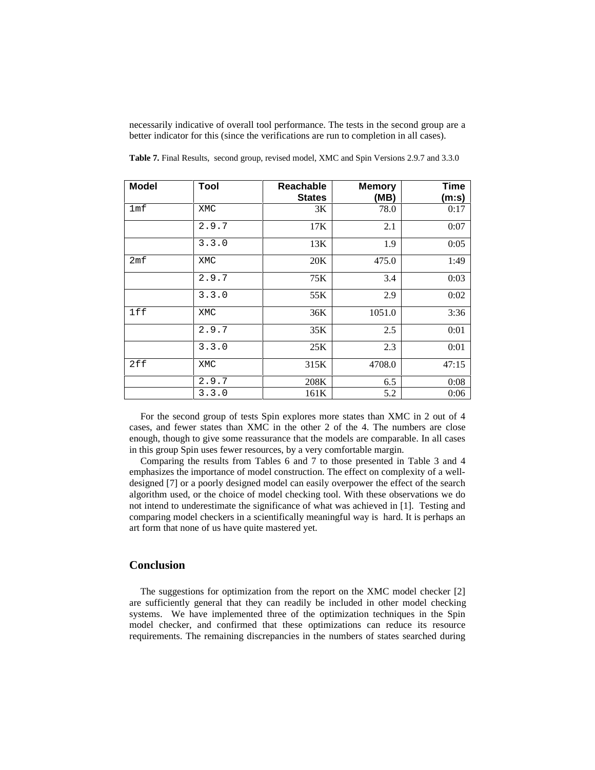necessarily indicative of overall tool performance. The tests in the second group are a better indicator for this (since the verifications are run to completion in all cases).

**Table 7.** Final Results, second group, revised model, XMC and Spin Versions 2.9.7 and 3.3.0

| Model | Tool | Reachable States | Memory (MB) | Time (m:s) |
|---|---|---|---|---|
| 1mf | XMC | 3K | 78.0 | 0:17 |
| | 2.9.7 | 17K | 2.1 | 0:07 |
| | 3.3.0 | 13K | 1.9 | 0:05 |
| 2mf | XMC | 20K | 475.0 | 1:49 |
| | 2.9.7 | 75K | 3.4 | 0:03 |
| | 3.3.0 | 55K | 2.9 | 0:02 |
| 1ff | XMC | 36K | 1051.0 | 3:36 |
| | 2.9.7 | 35K | 2.5 | 0:01 |
| | 3.3.0 | 25K | 2.3 | 0:01 |
| 2ff | XMC | 315K | 4708.0 | 47:15 |
| | 2.9.7 | 208K | 6.5 | 0:08 |
| | 3.3.0 | 161K | 5.2 | 0:06 |

For the second group of tests Spin explores more states than XMC in 2 out of 4 cases, and fewer states than XMC in the other 2 of the 4. The numbers are close enough, though to give some reassurance that the models are comparable. In all cases in this group Spin uses fewer resources, by a very comfortable margin.

Comparing the results from Tables 6 and 7 to those presented in Table 3 and 4 emphasizes the importance of model construction. The effect on complexity of a well-designed [7] or a poorly designed model can easily overpower the effect of the search algorithm used, or the choice of model checking tool. With these observations we do not intend to underestimate the significance of what was achieved in [1]. Testing and comparing model checkers in a scientifically meaningful way is hard. It is perhaps an art form that none of us have quite mastered yet.

## Conclusion

The suggestions for optimization from the report on the XMC model checker [2] are sufficiently general that they can readily be included in other model checking systems. We have implemented three of the optimization techniques in the Spin model checker, and confirmed that these optimizations can reduce its resource requirements. The remaining discrepancies in the numbers of states searched during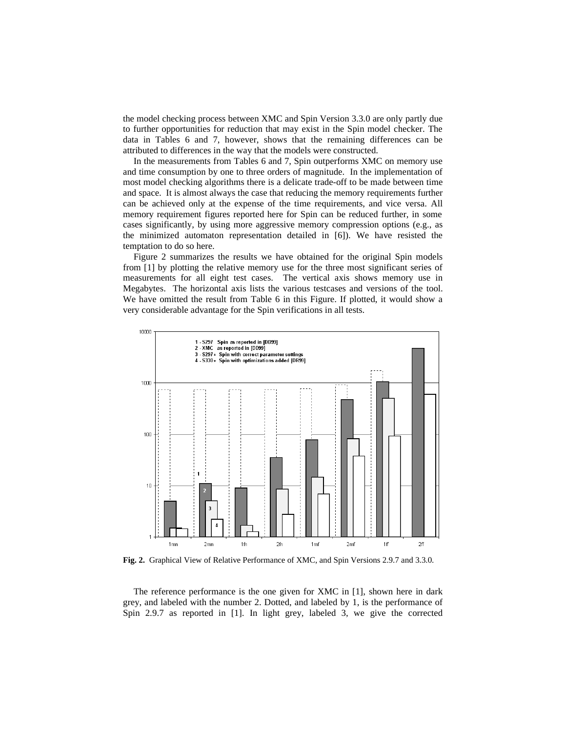the model checking process between XMC and Spin Version 3.3.0 are only partly due to further opportunities for reduction that may exist in the Spin model checker. The data in Tables 6 and 7, however, shows that the remaining differences can be attributed to differences in the way that the models were constructed.

In the measurements from Tables 6 and 7, Spin outperforms XMC on memory use and time consumption by one to three orders of magnitude. In the implementation of most model checking algorithms there is a delicate trade-off to be made between time and space. It is almost always the case that reducing the memory requirements further can be achieved only at the expense of the time requirements, and vice versa. All memory requirement figures reported here for Spin can be reduced further, in some cases significantly, by using more aggressive memory compression options (e.g., as the minimized automaton representation detailed in [6]). We have resisted the temptation to do so here.

Figure 2 summarizes the results we have obtained for the original Spin models from [1] by plotting the relative memory use for the three most significant series of measurements for all eight test cases. The vertical axis shows memory use in Megabytes. The horizontal axis lists the various testcases and versions of the tool. We have omitted the result from Table 6 in this Figure. If plotted, it would show a very considerable advantage for the Spin verifications in all tests.

**Fig. 2.** Graphical View of Relative Performance of XMC, and Spin Versions 2.9.7 and 3.3.0.

The reference performance is the one given for XMC in [1], shown here in dark grey, and labeled with the number 2. Dotted, and labeled by 1, is the performance of Spin 2.9.7 as reported in [1]. In light grey, labeled 3, we give the corrected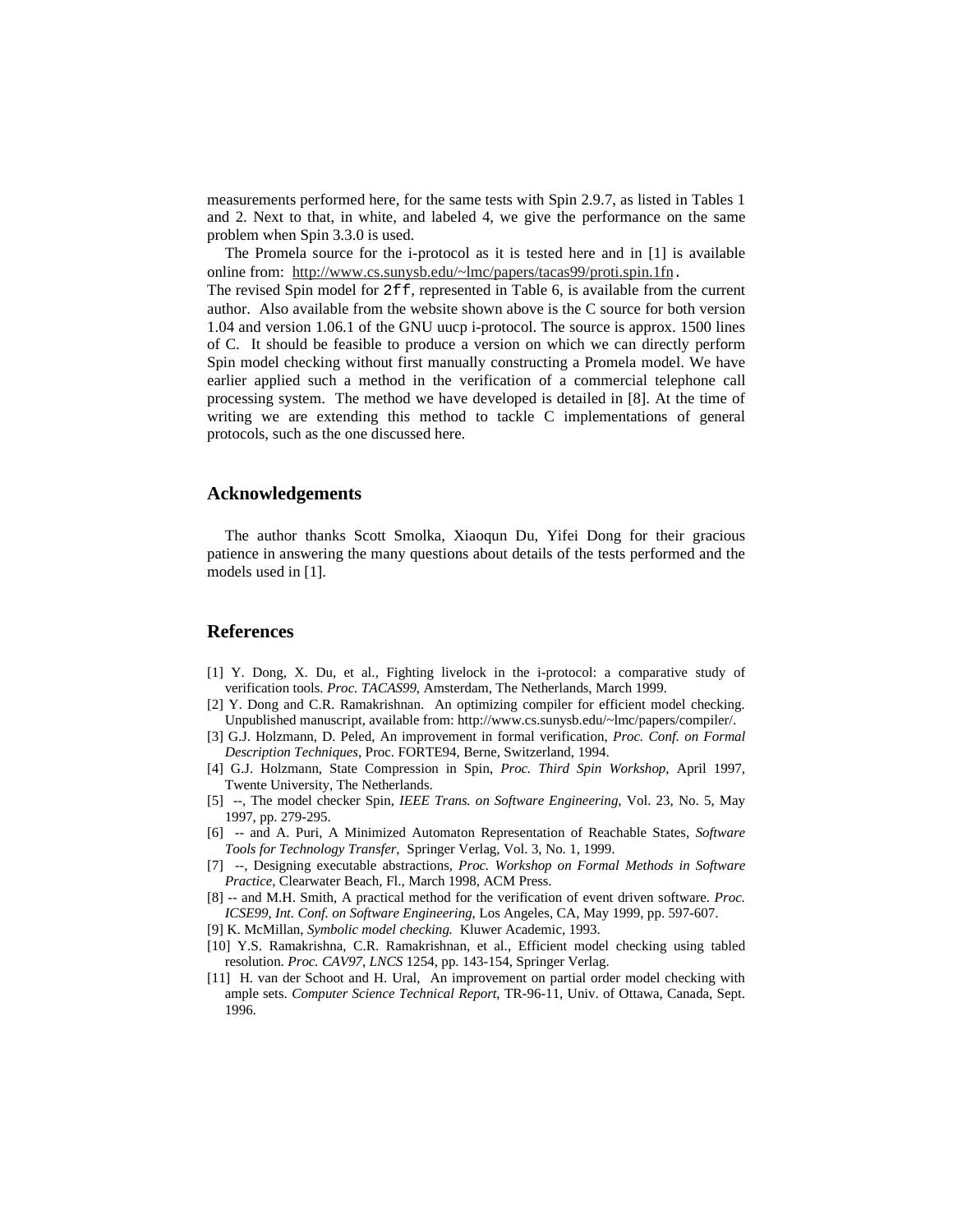measurements performed here, for the same tests with Spin 2.9.7, as listed in Tables 1 and 2. Next to that, in white, and labeled 4, we give the performance on the same problem when Spin 3.3.0 is used.

The Promela source for the i-protocol as it is tested here and in [1] is available online from: http://www.cs.sunysb.edu/~lmc/papers/tacas99/proti.spin.1fn.
The revised Spin model for `2ff`, represented in Table 6, is available from the current author. Also available from the website shown above is the C source for both version 1.04 and version 1.06.1 of the GNU uucp i-protocol. The source is approx. 1500 lines of C. It should be feasible to produce a version on which we can directly perform Spin model checking without first manually constructing a Promela model. We have earlier applied such a method in the verification of a commercial telephone call processing system. The method we have developed is detailed in [8]. At the time of writing we are extending this method to tackle C implementations of general protocols, such as the one discussed here.

## Acknowledgements

The author thanks Scott Smolka, Xiaoqun Du, Yifei Dong for their gracious patience in answering the many questions about details of the tests performed and the models used in [1].

## References

[1] Y. Dong, X. Du, et al., Fighting livelock in the i-protocol: a comparative study of verification tools. *Proc. TACAS99*, Amsterdam, The Netherlands, March 1999.

[2] Y. Dong and C.R. Ramakrishnan. An optimizing compiler for efficient model checking. Unpublished manuscript, available from: http://www.cs.sunysb.edu/~lmc/papers/compiler/.

[3] G.J. Holzmann, D. Peled, An improvement in formal verification, *Proc. Conf. on Formal Description Techniques*, Proc. FORTE94, Berne, Switzerland, 1994.

[4] G.J. Holzmann, State Compression in Spin, *Proc. Third Spin Workshop*, April 1997, Twente University, The Netherlands.

[5] --, The model checker Spin, *IEEE Trans. on Software Engineering*, Vol. 23, No. 5, May 1997, pp. 279-295.

[6] -- and A. Puri, A Minimized Automaton Representation of Reachable States, *Software Tools for Technology Transfer*, Springer Verlag, Vol. 3, No. 1, 1999.

[7] --, Designing executable abstractions, *Proc. Workshop on Formal Methods in Software Practice*, Clearwater Beach, Fl., March 1998, ACM Press.

[8] -- and M.H. Smith, A practical method for the verification of event driven software. *Proc. ICSE99, Int. Conf. on Software Engineering*, Los Angeles, CA, May 1999, pp. 597-607.

[9] K. McMillan, *Symbolic model checking.* Kluwer Academic, 1993.

[10] Y.S. Ramakrishna, C.R. Ramakrishnan, et al., Efficient model checking using tabled resolution. *Proc. CAV97, LNCS* 1254, pp. 143-154, Springer Verlag.

[11] H. van der Schoot and H. Ural, An improvement on partial order model checking with ample sets. *Computer Science Technical Report*, TR-96-11, Univ. of Ottawa, Canada, Sept. 1996.